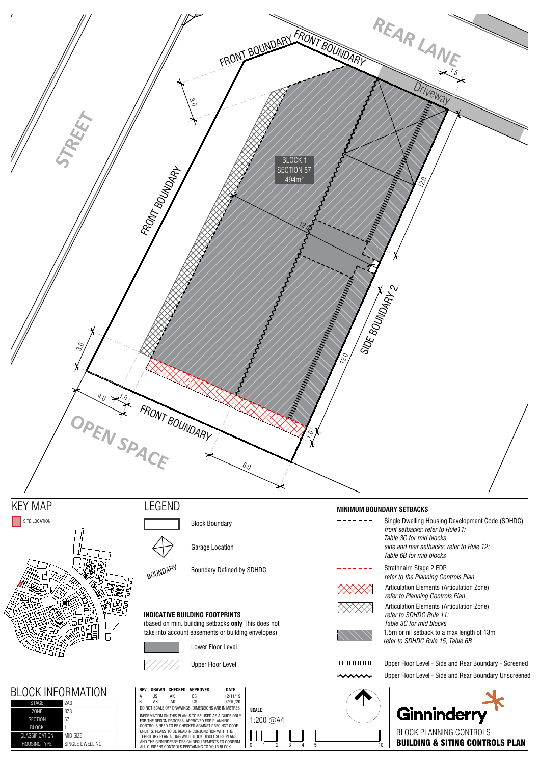REAR LANE

FRONT BOUNDARY

FRONT BOUNDARY

Driveway

1.5

3.0

STREET

BLOCK 1
SECTION 57
494m²

12.0

12.0

FRONT BOUNDARY

SIDE BOUNDARY 2

12.0

3.0

4.0

1.0

FRONT BOUNDARY

1.0

OPEN SPACE

6.0

# KEY MAP

SITE LOCATION

# LEGEND

Block Boundary

Garage Location

BOUNDARY — Boundary Defined by SDHDC

**INDICATIVE BUILDING FOOTPRINTS**
(based on min. building setbacks **only** This does not take into account easements or building envelopes)

Lower Floor Level

Upper Floor Level

**MINIMUM BOUNDARY SETBACKS**

Single Dwelling Housing Development Code (SDHDC)
*front setbacks: refer to Rule11: Table 3C for mid blocks*
*side and rear setbacks: refer to Rule 12: Table 6B for mid blocks*

Strathnairn Stage 2 EDP
*refer to the Planning Controls Plan*

Articulation Elements (Articulation Zone)
*refer to Planning Controls Plan*

Articulation Elements (Articulation Zone)
*refer to SDHDC Rule 11: Table 3C for mid blocks*

1.5m or nil setback to a max length of 13m
*refer to SDHDC Rule 15, Table 6B*

Upper Floor Level - Side and Rear Boundary - Screened

Upper Floor Level - Side and Rear Boundary Unscreened

# BLOCK INFORMATION

| | |
|---|---|
| STAGE | 2A3 |
| ZONE | RZ3 |
| SECTION | 57 |
| BLOCK | 1 |
| CLASSIFICATION | MID SIZE |
| HOUSING TYPE | SINGLE DWELLING |

| REV | DRAWN | CHECKED | APPROVED | DATE |
|---|---|---|---|---|
| A | JS | AK | CS | 12/11/19 |
| B | AK | AK | CS | 02/10/20 |

DO NOT SCALE OFF DRAWINGS. DIMENSIONS ARE IN METRES.

INFORMATION ON THIS PLAN IS TO BE USED AS A GUIDE ONLY FOR THE DESIGN PROCESS. APPROVED EDP PLANNING CONTROLS NEED TO BE CHECKED AGAINST PRECINCT CODE UPLIFTS. PLANS TO BE READ IN CONJUNCTION WITH THE TERRITORY PLAN ALONG WITH BLOCK DISCLOSURE PLANS AND THE GINNINDERRY DESIGN REQUIREMENTS TO CONFIRM ALL CURRENT CONTROLS PERTAINING TO YOUR BLOCK.

**SCALE**
1:200 @A4

0 1 2 3 4 5 10

Ginninderry

BLOCK PLANNING CONTROLS
**BUILDING & SITING CONTROLS PLAN**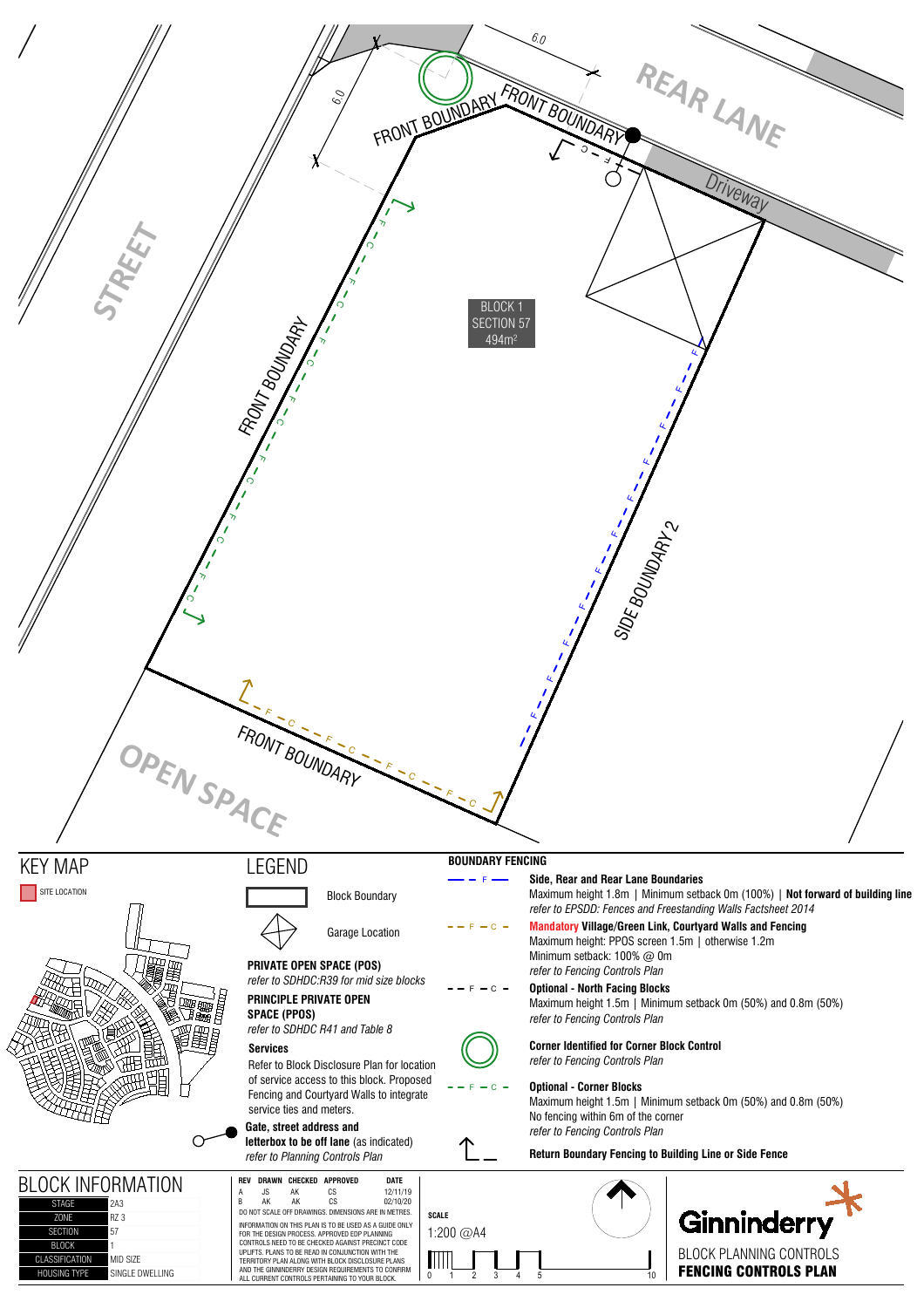STREET

REAR LANE

Driveway

OPEN SPACE

FRONT BOUNDARY

FRONT BOUNDARY

FRONT BOUNDARY

FRONT BOUNDARY

SIDE BOUNDARY 2

6.0

6.0

BLOCK 1
SECTION 57
494m²

## KEY MAP

SITE LOCATION

## LEGEND

Block Boundary

Garage Location

**PRIVATE OPEN SPACE (POS)**
*refer to SDHDC:R39 for mid size blocks*

**PRINCIPLE PRIVATE OPEN SPACE (PPOS)**
*refer to SDHDC R41 and Table 8*

**Services**
Refer to Block Disclosure Plan for location of service access to this block. Proposed Fencing and Courtyard Walls to integrate service ties and meters.

**Gate, street address and letterbox to be off lane** (as indicated)
*refer to Planning Controls Plan*

## BOUNDARY FENCING

**Side, Rear and Rear Lane Boundaries**
Maximum height 1.8m | Minimum setback 0m (100%) | **Not forward of building line**
*refer to EPSDD: Fences and Freestanding Walls Factsheet 2014*

**Mandatory Village/Green Link, Courtyard Walls and Fencing**
Maximum height: PPOS screen 1.5m | otherwise 1.2m
Minimum setback: 100% @ 0m
*refer to Fencing Controls Plan*

**Optional - North Facing Blocks**
Maximum height 1.5m | Minimum setback 0m (50%) and 0.8m (50%)
*refer to Fencing Controls Plan*

**Corner Identified for Corner Block Control**
*refer to Fencing Controls Plan*

**Optional - Corner Blocks**
Maximum height 1.5m | Minimum setback 0m (50%) and 0.8m (50%)
No fencing within 6m of the corner
*refer to Fencing Controls Plan*

**Return Boundary Fencing to Building Line or Side Fence**

## BLOCK INFORMATION

| | |
|---|---|
| STAGE | 2A3 |
| ZONE | RZ 3 |
| SECTION | 57 |
| BLOCK | 1 |
| CLASSIFICATION | MID SIZE |
| HOUSING TYPE | SINGLE DWELLING |

| REV | DRAWN | CHECKED | APPROVED | DATE |
|---|---|---|---|---|
| A | JS | AK | CS | 12/11/19 |
| B | AK | AK | CS | 02/10/20 |

DO NOT SCALE OFF DRAWINGS. DIMENSIONS ARE IN METRES.

INFORMATION ON THIS PLAN IS TO BE USED AS A GUIDE ONLY FOR THE DESIGN PROCESS. APPROVED EDP PLANNING CONTROLS NEED TO BE CHECKED AGAINST PRECINCT CODE UPLIFTS. PLANS TO BE READ IN CONJUNCTION WITH THE TERRITORY PLAN ALONG WITH BLOCK DISCLOSURE PLANS AND THE GINNINDERRY DESIGN REQUIREMENTS TO CONFIRM ALL CURRENT CONTROLS PERTAINING TO YOUR BLOCK.

**SCALE**
1:200 @A4

0 1 2 3 4 5 10

Ginninderry

BLOCK PLANNING CONTROLS
**FENCING CONTROLS PLAN**